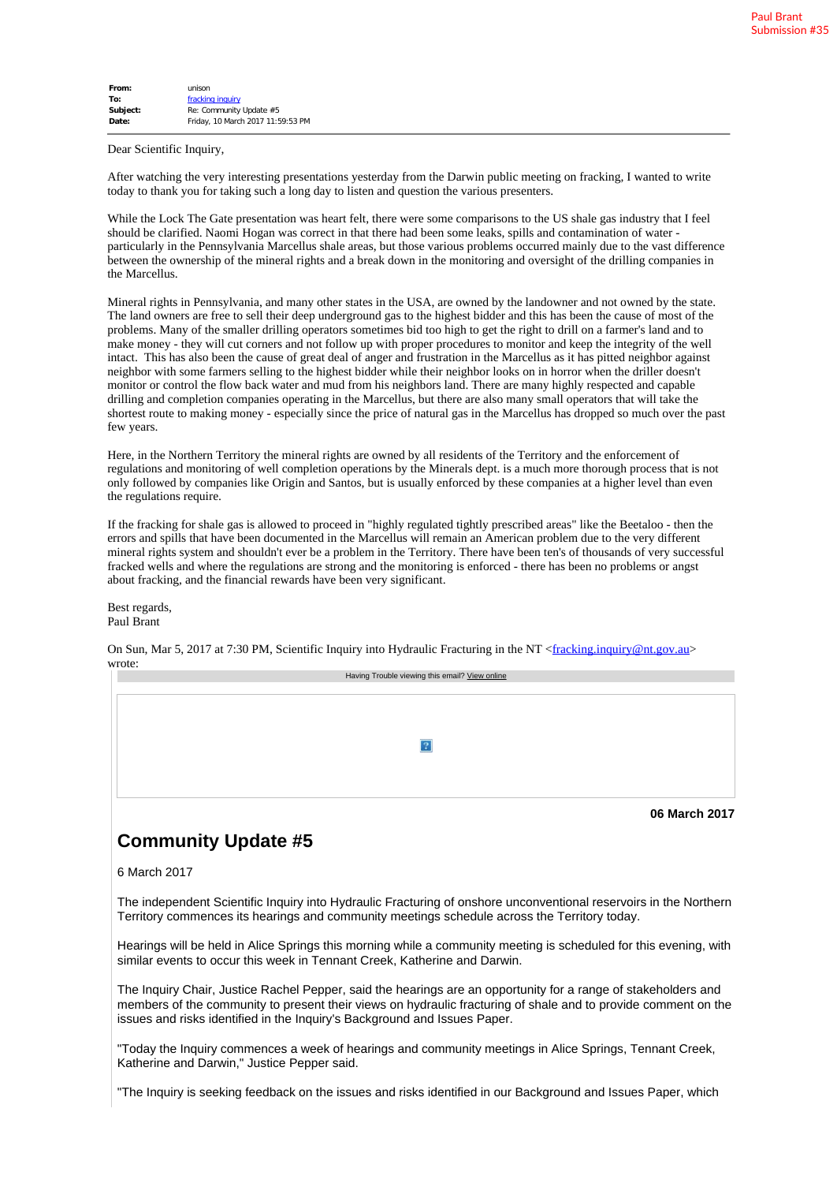Paul Brant
Submission #35

**From:** unison
**To:** fracking inquiry
**Subject:** Re: Community Update #5
**Date:** Friday, 10 March 2017 11:59:53 PM

Dear Scientific Inquiry,

After watching the very interesting presentations yesterday from the Darwin public meeting on fracking, I wanted to write today to thank you for taking such a long day to listen and question the various presenters.

While the Lock The Gate presentation was heart felt, there were some comparisons to the US shale gas industry that I feel should be clarified. Naomi Hogan was correct in that there had been some leaks, spills and contamination of water - particularly in the Pennsylvania Marcellus shale areas, but those various problems occurred mainly due to the vast difference between the ownership of the mineral rights and a break down in the monitoring and oversight of the drilling companies in the Marcellus.

Mineral rights in Pennsylvania, and many other states in the USA, are owned by the landowner and not owned by the state. The land owners are free to sell their deep underground gas to the highest bidder and this has been the cause of most of the problems. Many of the smaller drilling operators sometimes bid too high to get the right to drill on a farmer's land and to make money - they will cut corners and not follow up with proper procedures to monitor and keep the integrity of the well intact. This has also been the cause of great deal of anger and frustration in the Marcellus as it has pitted neighbor against neighbor with some farmers selling to the highest bidder while their neighbor looks on in horror when the driller doesn't monitor or control the flow back water and mud from his neighbors land. There are many highly respected and capable drilling and completion companies operating in the Marcellus, but there are also many small operators that will take the shortest route to making money - especially since the price of natural gas in the Marcellus has dropped so much over the past few years.

Here, in the Northern Territory the mineral rights are owned by all residents of the Territory and the enforcement of regulations and monitoring of well completion operations by the Minerals dept. is a much more thorough process that is not only followed by companies like Origin and Santos, but is usually enforced by these companies at a higher level than even the regulations require.

If the fracking for shale gas is allowed to proceed in "highly regulated tightly prescribed areas" like the Beetaloo - then the errors and spills that have been documented in the Marcellus will remain an American problem due to the very different mineral rights system and shouldn't ever be a problem in the Territory. There have been ten's of thousands of very successful fracked wells and where the regulations are strong and the monitoring is enforced - there has been no problems or angst about fracking, and the financial rewards have been very significant.

Best regards,
Paul Brant

On Sun, Mar 5, 2017 at 7:30 PM, Scientific Inquiry into Hydraulic Fracturing in the NT <fracking.inquiry@nt.gov.au> wrote:

Having Trouble viewing this email? View online

06 March 2017

## Community Update #5

6 March 2017

The independent Scientific Inquiry into Hydraulic Fracturing of onshore unconventional reservoirs in the Northern Territory commences its hearings and community meetings schedule across the Territory today.

Hearings will be held in Alice Springs this morning while a community meeting is scheduled for this evening, with similar events to occur this week in Tennant Creek, Katherine and Darwin.

The Inquiry Chair, Justice Rachel Pepper, said the hearings are an opportunity for a range of stakeholders and members of the community to present their views on hydraulic fracturing of shale and to provide comment on the issues and risks identified in the Inquiry's Background and Issues Paper.

"Today the Inquiry commences a week of hearings and community meetings in Alice Springs, Tennant Creek, Katherine and Darwin," Justice Pepper said.

"The Inquiry is seeking feedback on the issues and risks identified in our Background and Issues Paper, which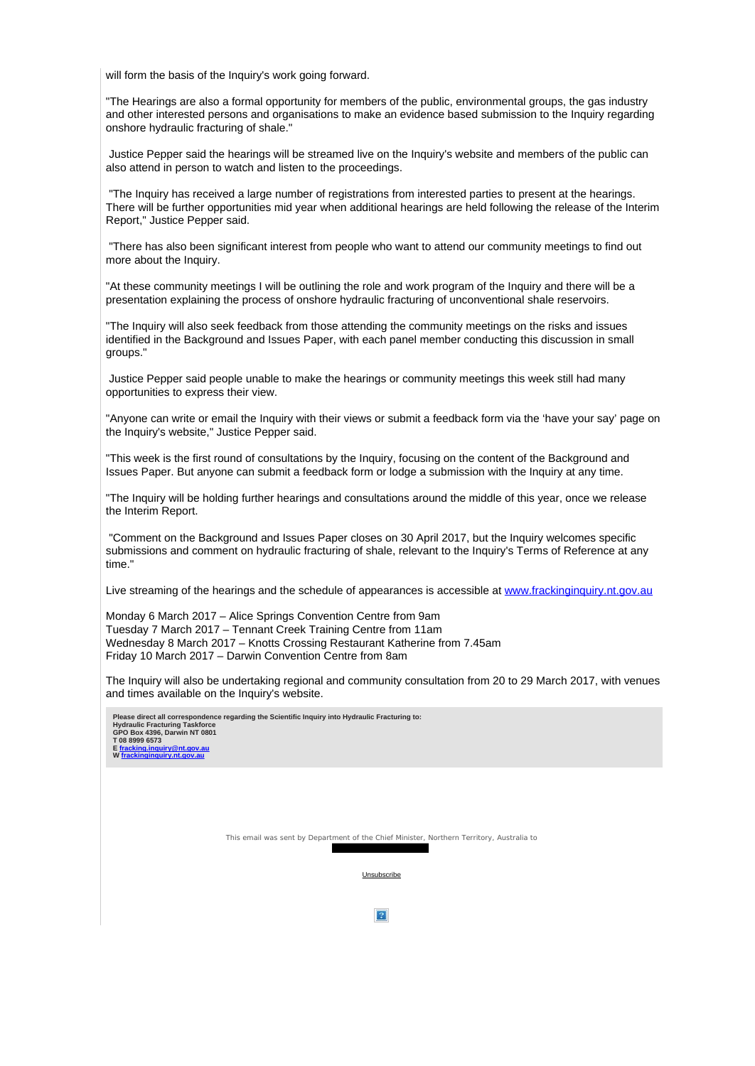will form the basis of the Inquiry's work going forward.

"The Hearings are also a formal opportunity for members of the public, environmental groups, the gas industry and other interested persons and organisations to make an evidence based submission to the Inquiry regarding onshore hydraulic fracturing of shale."

Justice Pepper said the hearings will be streamed live on the Inquiry's website and members of the public can also attend in person to watch and listen to the proceedings.

"The Inquiry has received a large number of registrations from interested parties to present at the hearings. There will be further opportunities mid year when additional hearings are held following the release of the Interim Report," Justice Pepper said.

"There has also been significant interest from people who want to attend our community meetings to find out more about the Inquiry.

"At these community meetings I will be outlining the role and work program of the Inquiry and there will be a presentation explaining the process of onshore hydraulic fracturing of unconventional shale reservoirs.

"The Inquiry will also seek feedback from those attending the community meetings on the risks and issues identified in the Background and Issues Paper, with each panel member conducting this discussion in small groups."

Justice Pepper said people unable to make the hearings or community meetings this week still had many opportunities to express their view.

"Anyone can write or email the Inquiry with their views or submit a feedback form via the 'have your say' page on the Inquiry's website," Justice Pepper said.

"This week is the first round of consultations by the Inquiry, focusing on the content of the Background and Issues Paper. But anyone can submit a feedback form or lodge a submission with the Inquiry at any time.

"The Inquiry will be holding further hearings and consultations around the middle of this year, once we release the Interim Report.

"Comment on the Background and Issues Paper closes on 30 April 2017, but the Inquiry welcomes specific submissions and comment on hydraulic fracturing of shale, relevant to the Inquiry's Terms of Reference at any time."

Live streaming of the hearings and the schedule of appearances is accessible at www.frackinginquiry.nt.gov.au

Monday 6 March 2017 – Alice Springs Convention Centre from 9am
Tuesday 7 March 2017 – Tennant Creek Training Centre from 11am
Wednesday 8 March 2017 – Knotts Crossing Restaurant Katherine from 7.45am
Friday 10 March 2017 – Darwin Convention Centre from 8am

The Inquiry will also be undertaking regional and community consultation from 20 to 29 March 2017, with venues and times available on the Inquiry's website.

**Please direct all correspondence regarding the Scientific Inquiry into Hydraulic Fracturing to:**
**Hydraulic Fracturing Taskforce**
**GPO Box 4396, Darwin NT 0801**
**T 08 8999 6573**
**E fracking.inquiry@nt.gov.au**
**W frackinginquiry.nt.gov.au**

This email was sent by Department of the Chief Minister, Northern Territory, Australia to

Unsubscribe